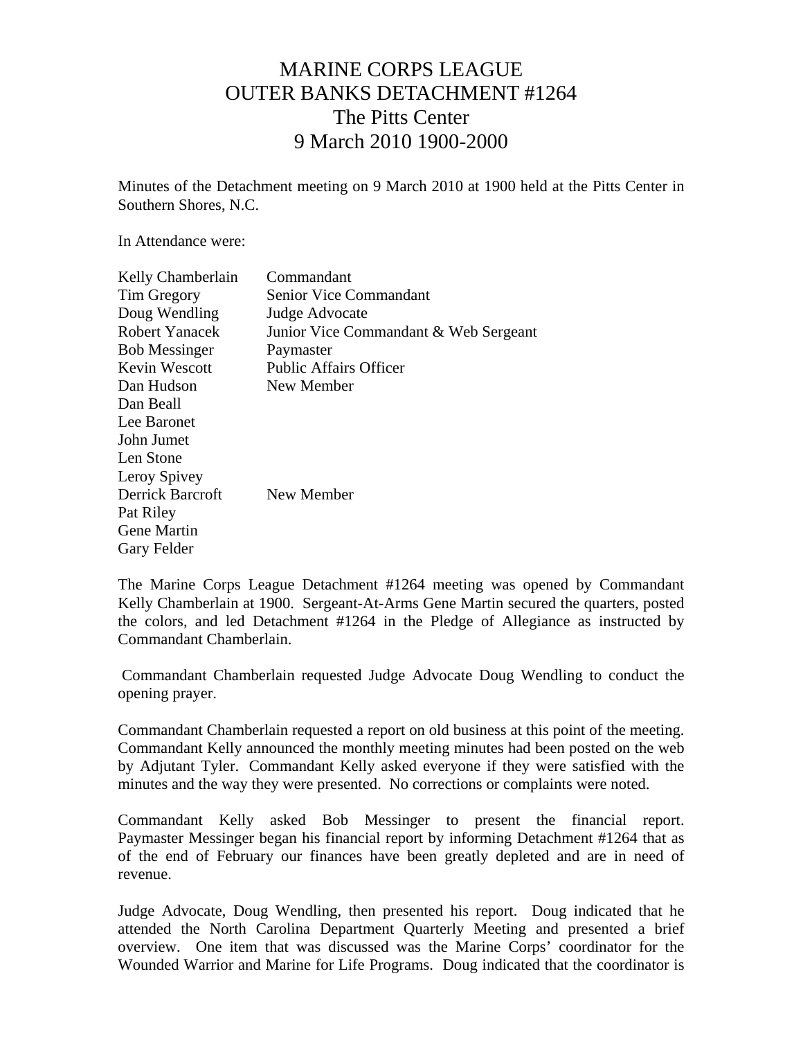# MARINE CORPS LEAGUE
# OUTER BANKS DETACHMENT #1264
# The Pitts Center
# 9 March 2010 1900-2000

Minutes of the Detachment meeting on 9 March 2010 at 1900 held at the Pitts Center in Southern Shores, N.C.

In Attendance were:

| | |
|---|---|
| Kelly Chamberlain | Commandant |
| Tim Gregory | Senior Vice Commandant |
| Doug Wendling | Judge Advocate |
| Robert Yanacek | Junior Vice Commandant & Web Sergeant |
| Bob Messinger | Paymaster |
| Kevin Wescott | Public Affairs Officer |
| Dan Hudson | New Member |
| Dan Beall | |
| Lee Baronet | |
| John Jumet | |
| Len Stone | |
| Leroy Spivey | |
| Derrick Barcroft | New Member |
| Pat Riley | |
| Gene Martin | |
| Gary Felder | |

The Marine Corps League Detachment #1264 meeting was opened by Commandant Kelly Chamberlain at 1900. Sergeant-At-Arms Gene Martin secured the quarters, posted the colors, and led Detachment #1264 in the Pledge of Allegiance as instructed by Commandant Chamberlain.

Commandant Chamberlain requested Judge Advocate Doug Wendling to conduct the opening prayer.

Commandant Chamberlain requested a report on old business at this point of the meeting. Commandant Kelly announced the monthly meeting minutes had been posted on the web by Adjutant Tyler. Commandant Kelly asked everyone if they were satisfied with the minutes and the way they were presented. No corrections or complaints were noted.

Commandant Kelly asked Bob Messinger to present the financial report. Paymaster Messinger began his financial report by informing Detachment #1264 that as of the end of February our finances have been greatly depleted and are in need of revenue.

Judge Advocate, Doug Wendling, then presented his report. Doug indicated that he attended the North Carolina Department Quarterly Meeting and presented a brief overview. One item that was discussed was the Marine Corps' coordinator for the Wounded Warrior and Marine for Life Programs. Doug indicated that the coordinator is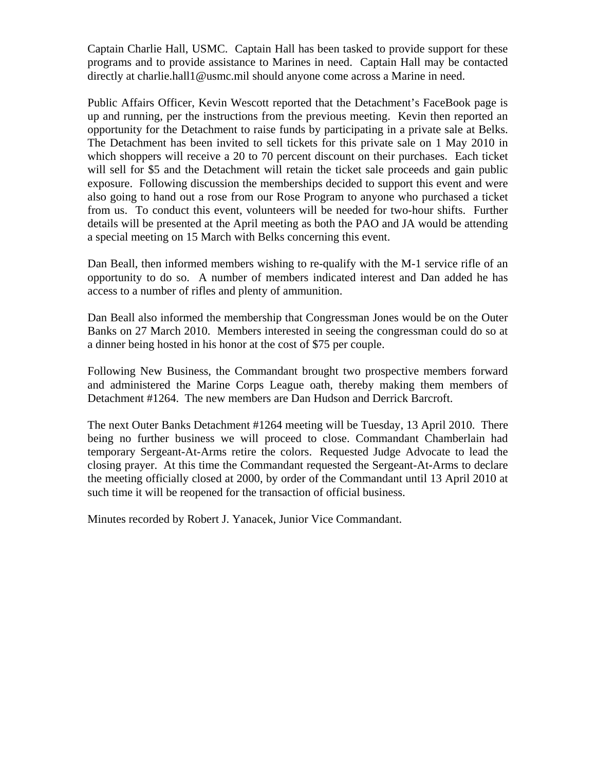Captain Charlie Hall, USMC. Captain Hall has been tasked to provide support for these programs and to provide assistance to Marines in need. Captain Hall may be contacted directly at charlie.hall1@usmc.mil should anyone come across a Marine in need.

Public Affairs Officer, Kevin Wescott reported that the Detachment's FaceBook page is up and running, per the instructions from the previous meeting. Kevin then reported an opportunity for the Detachment to raise funds by participating in a private sale at Belks. The Detachment has been invited to sell tickets for this private sale on 1 May 2010 in which shoppers will receive a 20 to 70 percent discount on their purchases. Each ticket will sell for $5 and the Detachment will retain the ticket sale proceeds and gain public exposure. Following discussion the memberships decided to support this event and were also going to hand out a rose from our Rose Program to anyone who purchased a ticket from us. To conduct this event, volunteers will be needed for two-hour shifts. Further details will be presented at the April meeting as both the PAO and JA would be attending a special meeting on 15 March with Belks concerning this event.

Dan Beall, then informed members wishing to re-qualify with the M-1 service rifle of an opportunity to do so. A number of members indicated interest and Dan added he has access to a number of rifles and plenty of ammunition.

Dan Beall also informed the membership that Congressman Jones would be on the Outer Banks on 27 March 2010. Members interested in seeing the congressman could do so at a dinner being hosted in his honor at the cost of $75 per couple.

Following New Business, the Commandant brought two prospective members forward and administered the Marine Corps League oath, thereby making them members of Detachment #1264. The new members are Dan Hudson and Derrick Barcroft.

The next Outer Banks Detachment #1264 meeting will be Tuesday, 13 April 2010. There being no further business we will proceed to close. Commandant Chamberlain had temporary Sergeant-At-Arms retire the colors. Requested Judge Advocate to lead the closing prayer. At this time the Commandant requested the Sergeant-At-Arms to declare the meeting officially closed at 2000, by order of the Commandant until 13 April 2010 at such time it will be reopened for the transaction of official business.

Minutes recorded by Robert J. Yanacek, Junior Vice Commandant.